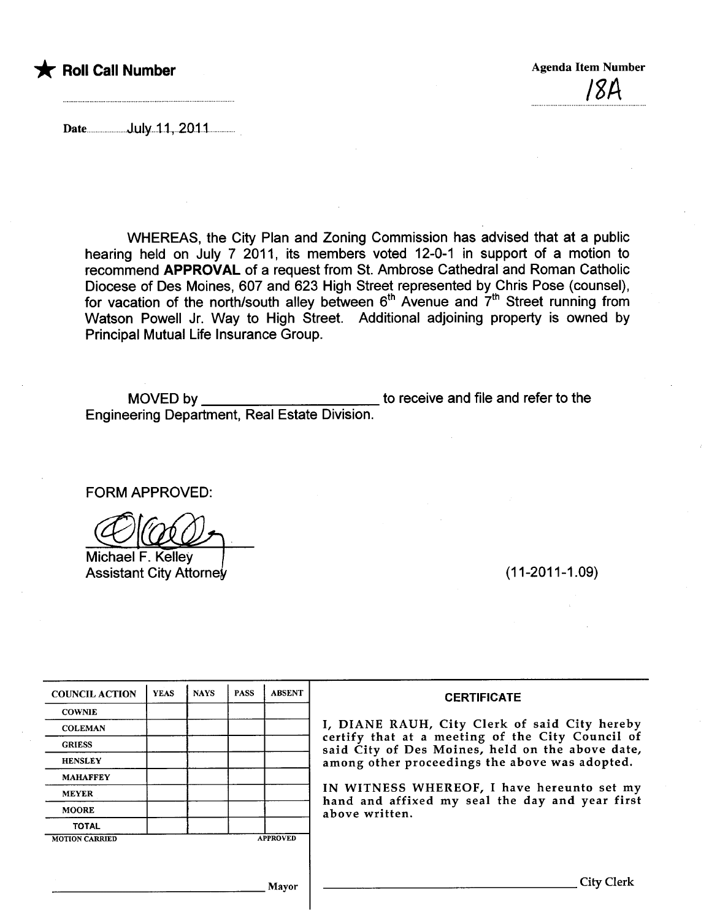★ **Roll Call Number**

Agenda Item Number

18A

Date July 11, 2011

WHEREAS, the City Plan and Zoning Commission has advised that at a public hearing held on July 7 2011, its members voted 12-0-1 in support of a motion to recommend **APPROVAL** of a request from St. Ambrose Cathedral and Roman Catholic Diocese of Des Moines, 607 and 623 High Street represented by Chris Pose (counsel), for vacation of the north/south alley between 6th Avenue and 7th Street running from Watson Powell Jr. Way to High Street. Additional adjoining property is owned by Principal Mutual Life Insurance Group.

MOVED by ______________________ to receive and file and refer to the Engineering Department, Real Estate Division.

FORM APPROVED:

Michael F. Kelley
Assistant City Attorney

(11-2011-1.09)

| COUNCIL ACTION | YEAS | NAYS | PASS | ABSENT |
| --- | --- | --- | --- | --- |
| COWNIE | | | | |
| COLEMAN | | | | |
| GRIESS | | | | |
| HENSLEY | | | | |
| MAHAFFEY | | | | |
| MEYER | | | | |
| MOORE | | | | |
| TOTAL | | | | |

MOTION CARRIED APPROVED

______________________ Mayor

**CERTIFICATE**

I, DIANE RAUH, City Clerk of said City hereby certify that at a meeting of the City Council of said City of Des Moines, held on the above date, among other proceedings the above was adopted.

IN WITNESS WHEREOF, I have hereunto set my hand and affixed my seal the day and year first above written.

______________________ City Clerk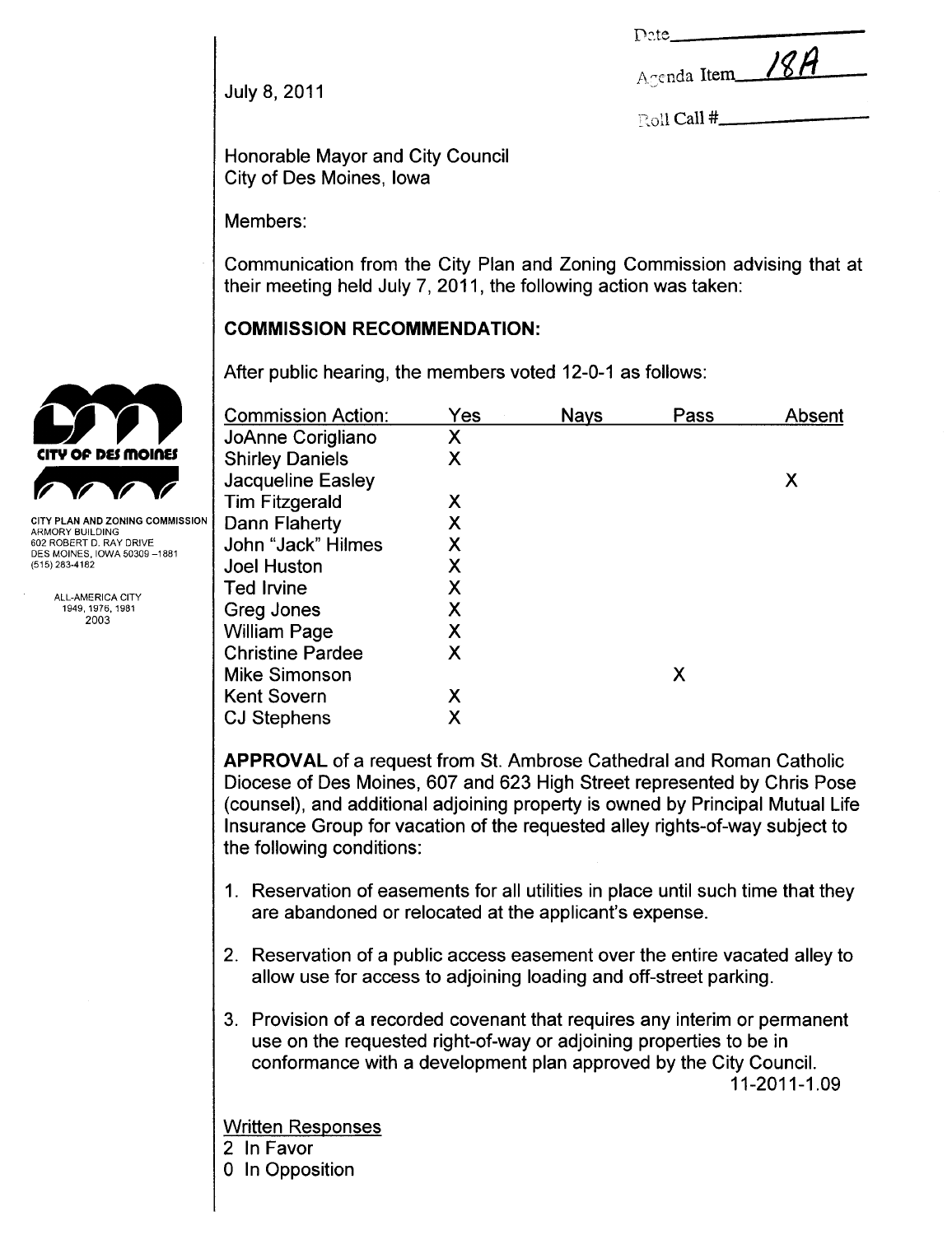Date\_\_\_\_\_\_\_\_\_\_\_\_\_\_\_\_

Agenda Item 18A

Roll Call #\_\_\_\_\_\_\_\_\_\_\_\_\_\_\_\_

July 8, 2011

CITY OF DES MOINES

CITY PLAN AND ZONING COMMISSION
ARMORY BUILDING
602 ROBERT D. RAY DRIVE
DES MOINES, IOWA 50309-1881
(515) 283-4182

ALL-AMERICA CITY
1949, 1976, 1981
2003

Honorable Mayor and City Council
City of Des Moines, Iowa

Members:

Communication from the City Plan and Zoning Commission advising that at their meeting held July 7, 2011, the following action was taken:

**COMMISSION RECOMMENDATION:**

After public hearing, the members voted 12-0-1 as follows:

| Commission Action: | Yes | Nays | Pass | Absent |
|---|---|---|---|---|
| JoAnne Corigliano | X | | | |
| Shirley Daniels | X | | | |
| Jacqueline Easley | | | | X |
| Tim Fitzgerald | X | | | |
| Dann Flaherty | X | | | |
| John "Jack" Hilmes | X | | | |
| Joel Huston | X | | | |
| Ted Irvine | X | | | |
| Greg Jones | X | | | |
| William Page | X | | | |
| Christine Pardee | X | | | |
| Mike Simonson | | | X | |
| Kent Sovern | X | | | |
| CJ Stephens | X | | | |

**APPROVAL** of a request from St. Ambrose Cathedral and Roman Catholic Diocese of Des Moines, 607 and 623 High Street represented by Chris Pose (counsel), and additional adjoining property is owned by Principal Mutual Life Insurance Group for vacation of the requested alley rights-of-way subject to the following conditions:

1. Reservation of easements for all utilities in place until such time that they are abandoned or relocated at the applicant's expense.
2. Reservation of a public access easement over the entire vacated alley to allow use for access to adjoining loading and off-street parking.
3. Provision of a recorded covenant that requires any interim or permanent use on the requested right-of-way or adjoining properties to be in conformance with a development plan approved by the City Council.

11-2011-1.09

Written Responses
2 In Favor
0 In Opposition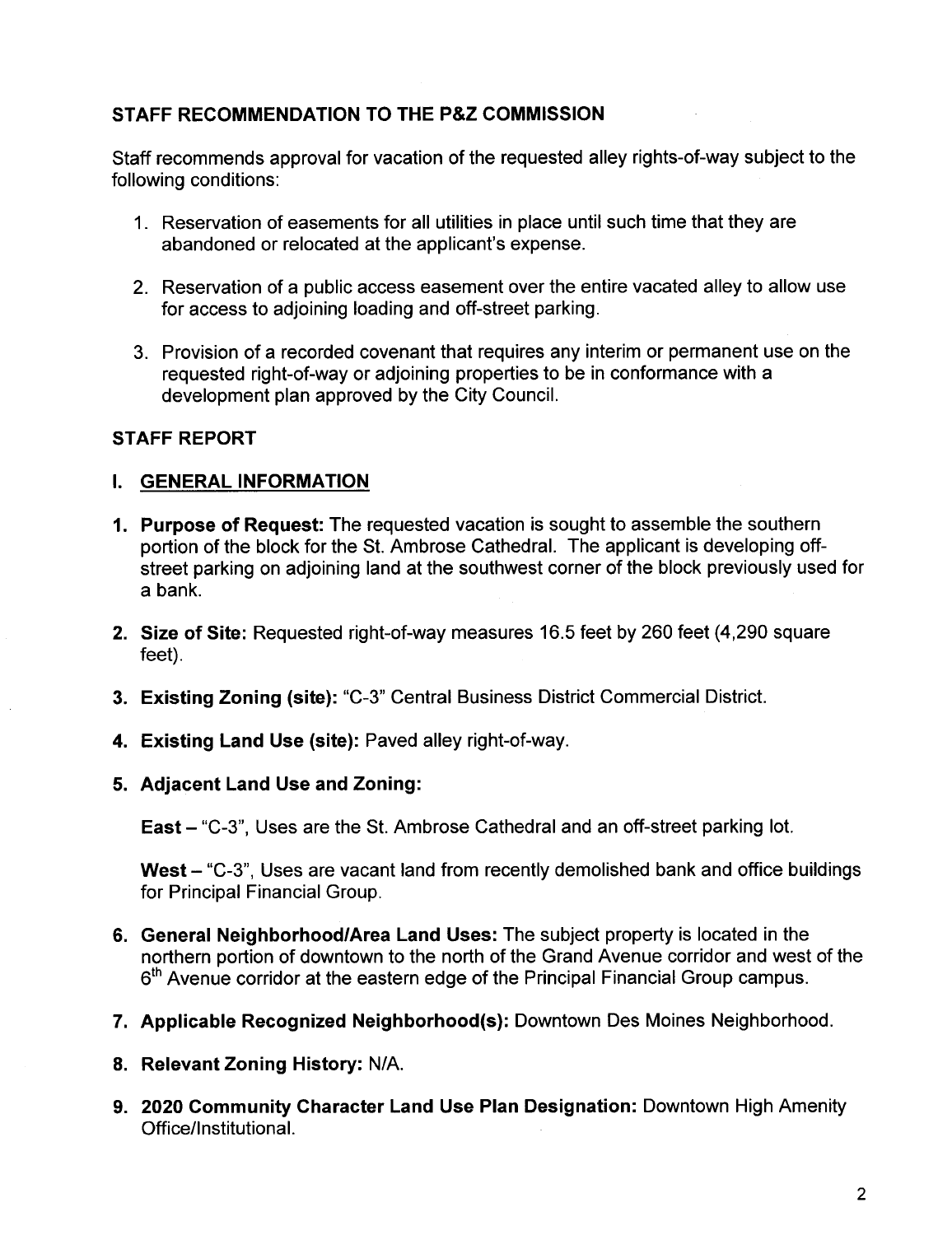## STAFF RECOMMENDATION TO THE P&Z COMMISSION

Staff recommends approval for vacation of the requested alley rights-of-way subject to the following conditions:

1. Reservation of easements for all utilities in place until such time that they are abandoned or relocated at the applicant's expense.

2. Reservation of a public access easement over the entire vacated alley to allow use for access to adjoining loading and off-street parking.

3. Provision of a recorded covenant that requires any interim or permanent use on the requested right-of-way or adjoining properties to be in conformance with a development plan approved by the City Council.

## STAFF REPORT

### I. GENERAL INFORMATION

1. **Purpose of Request:** The requested vacation is sought to assemble the southern portion of the block for the St. Ambrose Cathedral. The applicant is developing off-street parking on adjoining land at the southwest corner of the block previously used for a bank.

2. **Size of Site:** Requested right-of-way measures 16.5 feet by 260 feet (4,290 square feet).

3. **Existing Zoning (site):** "C-3" Central Business District Commercial District.

4. **Existing Land Use (site):** Paved alley right-of-way.

5. **Adjacent Land Use and Zoning:**

   **East** – "C-3", Uses are the St. Ambrose Cathedral and an off-street parking lot.

   **West** – "C-3", Uses are vacant land from recently demolished bank and office buildings for Principal Financial Group.

6. **General Neighborhood/Area Land Uses:** The subject property is located in the northern portion of downtown to the north of the Grand Avenue corridor and west of the 6th Avenue corridor at the eastern edge of the Principal Financial Group campus.

7. **Applicable Recognized Neighborhood(s):** Downtown Des Moines Neighborhood.

8. **Relevant Zoning History:** N/A.

9. **2020 Community Character Land Use Plan Designation:** Downtown High Amenity Office/Institutional.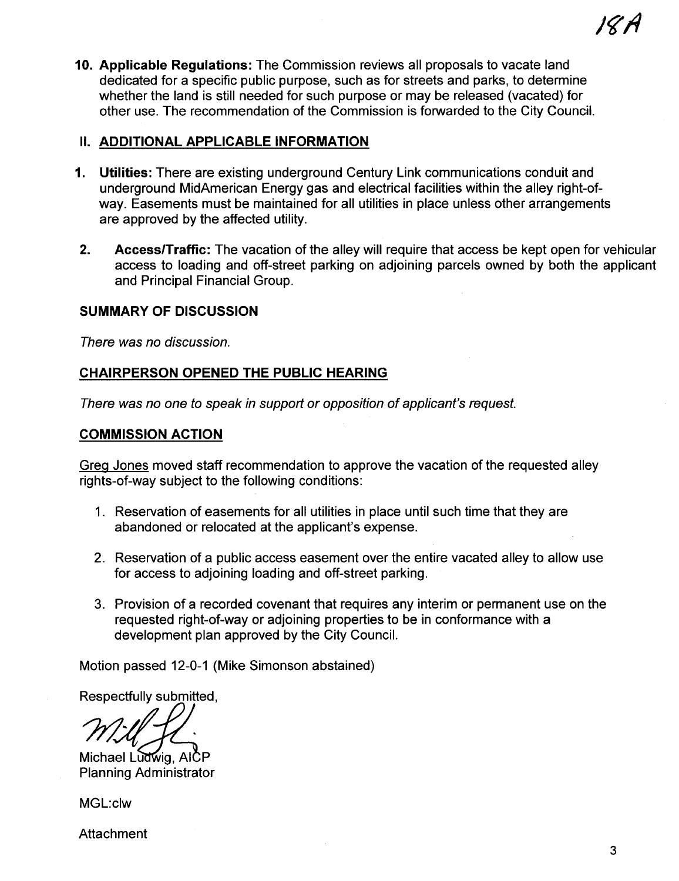**10. Applicable Regulations:** The Commission reviews all proposals to vacate land dedicated for a specific public purpose, such as for streets and parks, to determine whether the land is still needed for such purpose or may be released (vacated) for other use. The recommendation of the Commission is forwarded to the City Council.

## II. ADDITIONAL APPLICABLE INFORMATION

1. **Utilities:** There are existing underground Century Link communications conduit and underground MidAmerican Energy gas and electrical facilities within the alley right-of-way. Easements must be maintained for all utilities in place unless other arrangements are approved by the affected utility.

2. **Access/Traffic:** The vacation of the alley will require that access be kept open for vehicular access to loading and off-street parking on adjoining parcels owned by both the applicant and Principal Financial Group.

## SUMMARY OF DISCUSSION

*There was no discussion.*

## CHAIRPERSON OPENED THE PUBLIC HEARING

*There was no one to speak in support or opposition of applicant's request.*

## COMMISSION ACTION

Greg Jones moved staff recommendation to approve the vacation of the requested alley rights-of-way subject to the following conditions:

1. Reservation of easements for all utilities in place until such time that they are abandoned or relocated at the applicant's expense.

2. Reservation of a public access easement over the entire vacated alley to allow use for access to adjoining loading and off-street parking.

3. Provision of a recorded covenant that requires any interim or permanent use on the requested right-of-way or adjoining properties to be in conformance with a development plan approved by the City Council.

Motion passed 12-0-1 (Mike Simonson abstained)

Respectfully submitted,

Michael Ludwig, AICP
Planning Administrator

MGL:clw

Attachment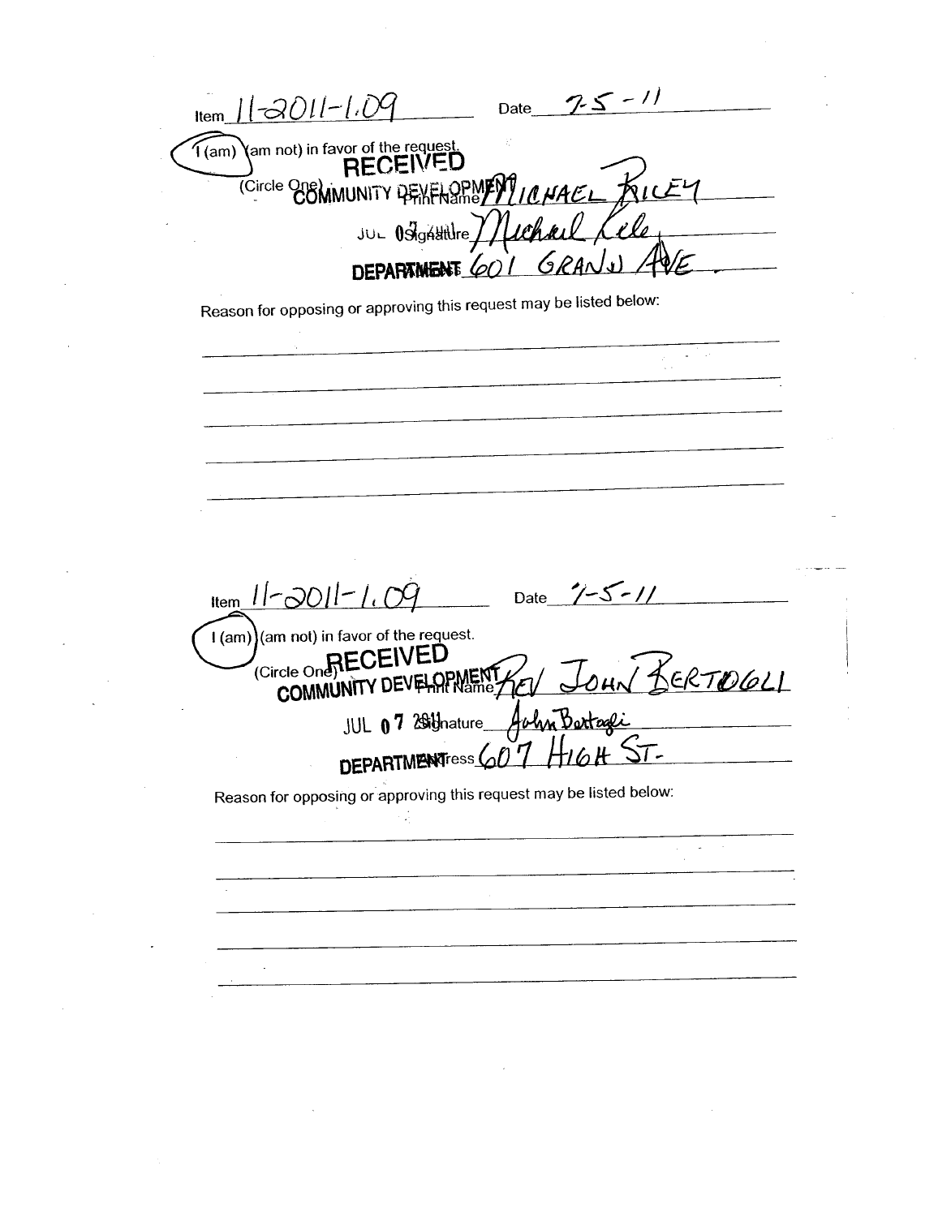Item 11-2011-1.09 Date 7-5-11

I (am) (am not) in favor of the request.

(Circle One)

Print Name MICHAEL RILEY

Signature Michael Riley

Address 601 GRAND AVE

RECEIVED
COMMUNITY DEVELOPMENT
JUL 07 2011
DEPARTMENT

Reason for opposing or approving this request may be listed below:

---

Item 11-2011-1.09 Date 7-5-11

I (am) (am not) in favor of the request.

(Circle One)

Print Name REV JOHN BERTOGLI

Signature John Bertogli

Address 607 HIGH ST.

RECEIVED
COMMUNITY DEVELOPMENT
JUL 07 2011
DEPARTMENT

Reason for opposing or approving this request may be listed below: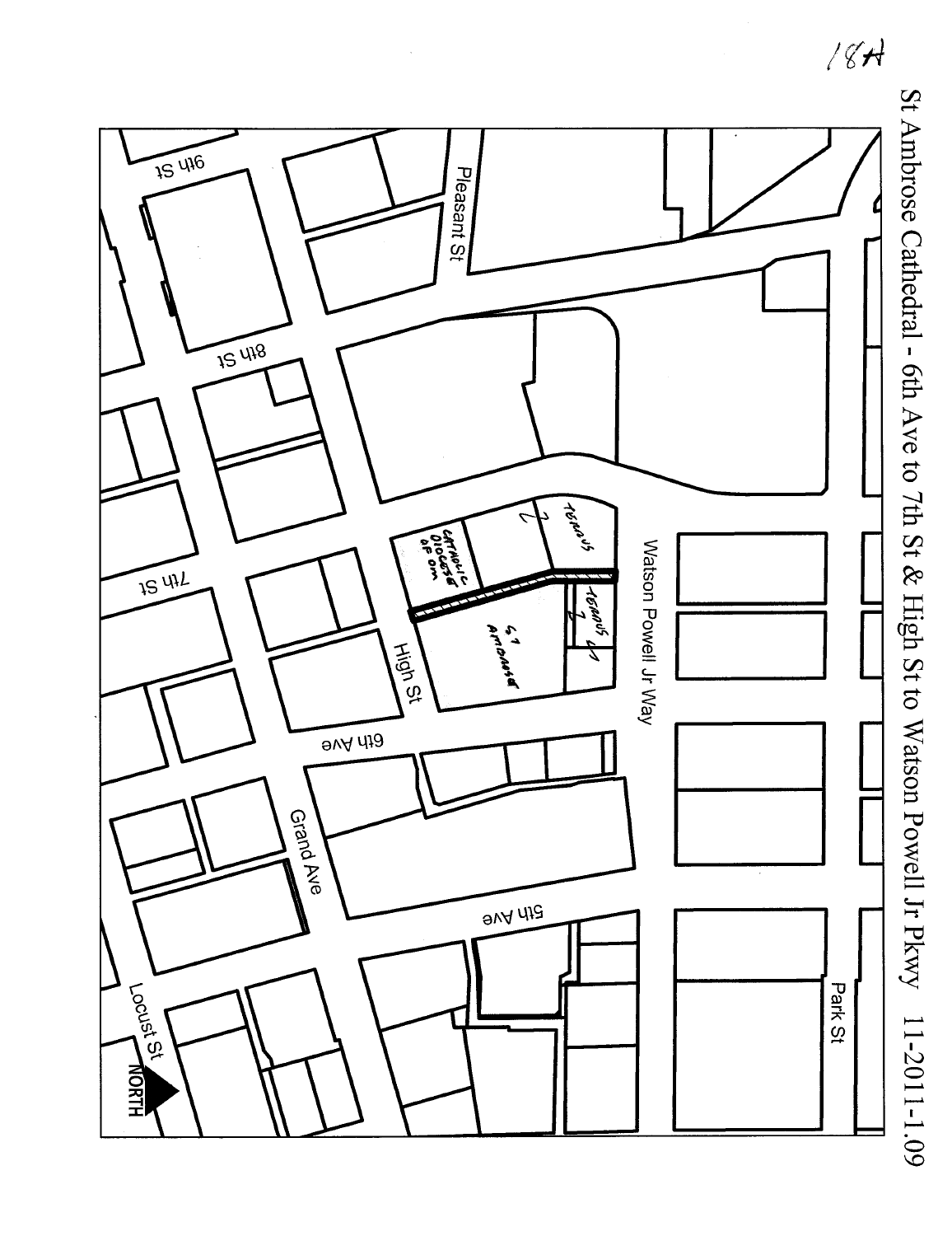18A

St Ambrose Cathedral - 6th Ave to 7th St & High St to Watson Powell Jr Pkwy 11-2011-1.09

9th St

Pleasant St

8th St

7th St

High St

Watson Powell Jr Way

6th Ave

Grand Ave

5th Ave

Park St

Locust St

NORTH

CATHOLIC DIOCESE OF DM

TSIROUS 2

TSIROUS 1

ST AMBROSE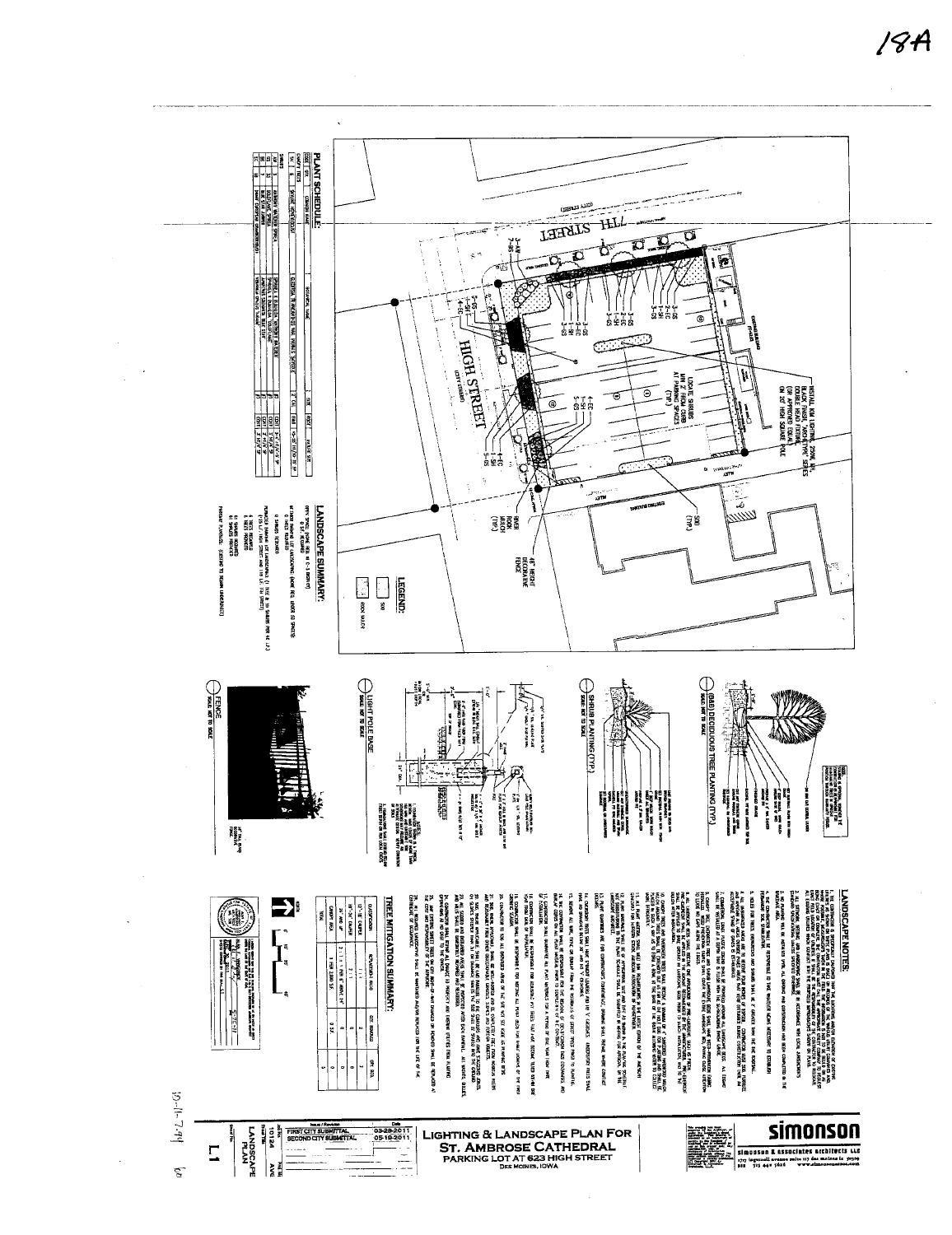18A

# LIGHTING & LANDSCAPE PLAN FOR ST. AMBROSE CATHEDRAL

PARKING LOT AT 623 HIGH STREET

DES MOINES, IOWA

simonson

simonson & associates architects llc

| Issue / Revision | Date |
| --- | --- |
| FIRST CITY SUBMITTAL | 03-29-2011 |
| SECOND CITY SUBMITTAL | 05-18-2011 |

10124

LANDSCAPE PLAN

L1

7TH STREET

HIGH STREET

## PLANT SCHEDULE:

## LANDSCAPE SUMMARY:

## LEGEND:

SOD

ROCK MULCH

## LANDSCAPE NOTES:

## TREE MITIGATION SUMMARY:

B&B DECIDUOUS TREE PLANTING (TYP.)

SHRUB PLANTING (TYP.)

LIGHT POLE BASE

FENCE

INSTALL KIM LIGHTING, 250W MH, DOUBLE HEAD FIXTURE (OR APPROVED EQUAL) ON 20' HIGH SQUARE POLE

LOCATE SHRUBS MIN 2' FROM CURB AT PARKING SPACES (TYP.)

48" HEIGHT DECORATIVE FENCE

RIVER ROCK MULCH (TYP.)

SOD (TYP.)

10-11-7-94